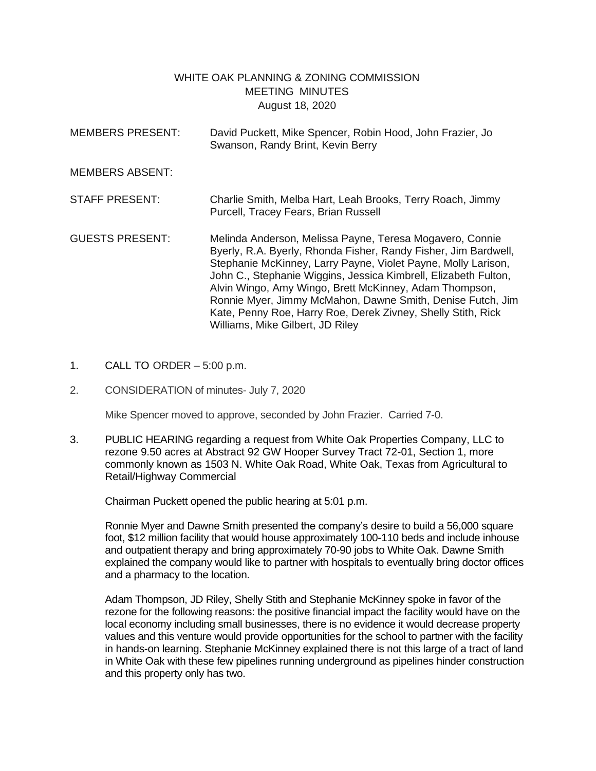WHITE OAK PLANNING & ZONING COMMISSION
MEETING MINUTES
August 18, 2020

MEMBERS PRESENT: David Puckett, Mike Spencer, Robin Hood, John Frazier, Jo Swanson, Randy Brint, Kevin Berry

MEMBERS ABSENT:

STAFF PRESENT: Charlie Smith, Melba Hart, Leah Brooks, Terry Roach, Jimmy Purcell, Tracey Fears, Brian Russell

GUESTS PRESENT: Melinda Anderson, Melissa Payne, Teresa Mogavero, Connie Byerly, R.A. Byerly, Rhonda Fisher, Randy Fisher, Jim Bardwell, Stephanie McKinney, Larry Payne, Violet Payne, Molly Larison, John C., Stephanie Wiggins, Jessica Kimbrell, Elizabeth Fulton, Alvin Wingo, Amy Wingo, Brett McKinney, Adam Thompson, Ronnie Myer, Jimmy McMahon, Dawne Smith, Denise Futch, Jim Kate, Penny Roe, Harry Roe, Derek Zivney, Shelly Stith, Rick Williams, Mike Gilbert, JD Riley

1. CALL TO ORDER – 5:00 p.m.

2. CONSIDERATION of minutes- July 7, 2020

   Mike Spencer moved to approve, seconded by John Frazier. Carried 7-0.

3. PUBLIC HEARING regarding a request from White Oak Properties Company, LLC to rezone 9.50 acres at Abstract 92 GW Hooper Survey Tract 72-01, Section 1, more commonly known as 1503 N. White Oak Road, White Oak, Texas from Agricultural to Retail/Highway Commercial

   Chairman Puckett opened the public hearing at 5:01 p.m.

   Ronnie Myer and Dawne Smith presented the company's desire to build a 56,000 square foot, $12 million facility that would house approximately 100-110 beds and include inhouse and outpatient therapy and bring approximately 70-90 jobs to White Oak. Dawne Smith explained the company would like to partner with hospitals to eventually bring doctor offices and a pharmacy to the location.

   Adam Thompson, JD Riley, Shelly Stith and Stephanie McKinney spoke in favor of the rezone for the following reasons: the positive financial impact the facility would have on the local economy including small businesses, there is no evidence it would decrease property values and this venture would provide opportunities for the school to partner with the facility in hands-on learning. Stephanie McKinney explained there is not this large of a tract of land in White Oak with these few pipelines running underground as pipelines hinder construction and this property only has two.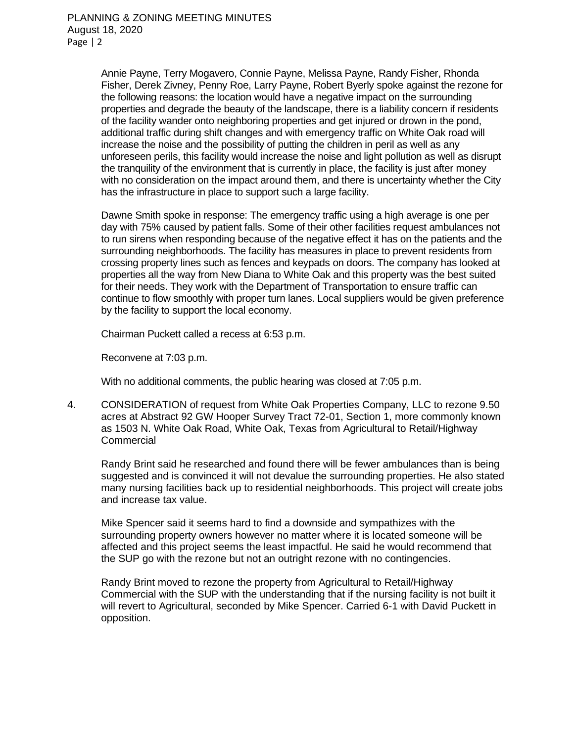Annie Payne, Terry Mogavero, Connie Payne, Melissa Payne, Randy Fisher, Rhonda Fisher, Derek Zivney, Penny Roe, Larry Payne, Robert Byerly spoke against the rezone for the following reasons: the location would have a negative impact on the surrounding properties and degrade the beauty of the landscape, there is a liability concern if residents of the facility wander onto neighboring properties and get injured or drown in the pond, additional traffic during shift changes and with emergency traffic on White Oak road will increase the noise and the possibility of putting the children in peril as well as any unforeseen perils, this facility would increase the noise and light pollution as well as disrupt the tranquility of the environment that is currently in place, the facility is just after money with no consideration on the impact around them, and there is uncertainty whether the City has the infrastructure in place to support such a large facility.

Dawne Smith spoke in response: The emergency traffic using a high average is one per day with 75% caused by patient falls. Some of their other facilities request ambulances not to run sirens when responding because of the negative effect it has on the patients and the surrounding neighborhoods. The facility has measures in place to prevent residents from crossing property lines such as fences and keypads on doors. The company has looked at properties all the way from New Diana to White Oak and this property was the best suited for their needs. They work with the Department of Transportation to ensure traffic can continue to flow smoothly with proper turn lanes. Local suppliers would be given preference by the facility to support the local economy.

Chairman Puckett called a recess at 6:53 p.m.

Reconvene at 7:03 p.m.

With no additional comments, the public hearing was closed at 7:05 p.m.

4. CONSIDERATION of request from White Oak Properties Company, LLC to rezone 9.50 acres at Abstract 92 GW Hooper Survey Tract 72-01, Section 1, more commonly known as 1503 N. White Oak Road, White Oak, Texas from Agricultural to Retail/Highway Commercial

Randy Brint said he researched and found there will be fewer ambulances than is being suggested and is convinced it will not devalue the surrounding properties. He also stated many nursing facilities back up to residential neighborhoods. This project will create jobs and increase tax value.

Mike Spencer said it seems hard to find a downside and sympathizes with the surrounding property owners however no matter where it is located someone will be affected and this project seems the least impactful. He said he would recommend that the SUP go with the rezone but not an outright rezone with no contingencies.

Randy Brint moved to rezone the property from Agricultural to Retail/Highway Commercial with the SUP with the understanding that if the nursing facility is not built it will revert to Agricultural, seconded by Mike Spencer. Carried 6-1 with David Puckett in opposition.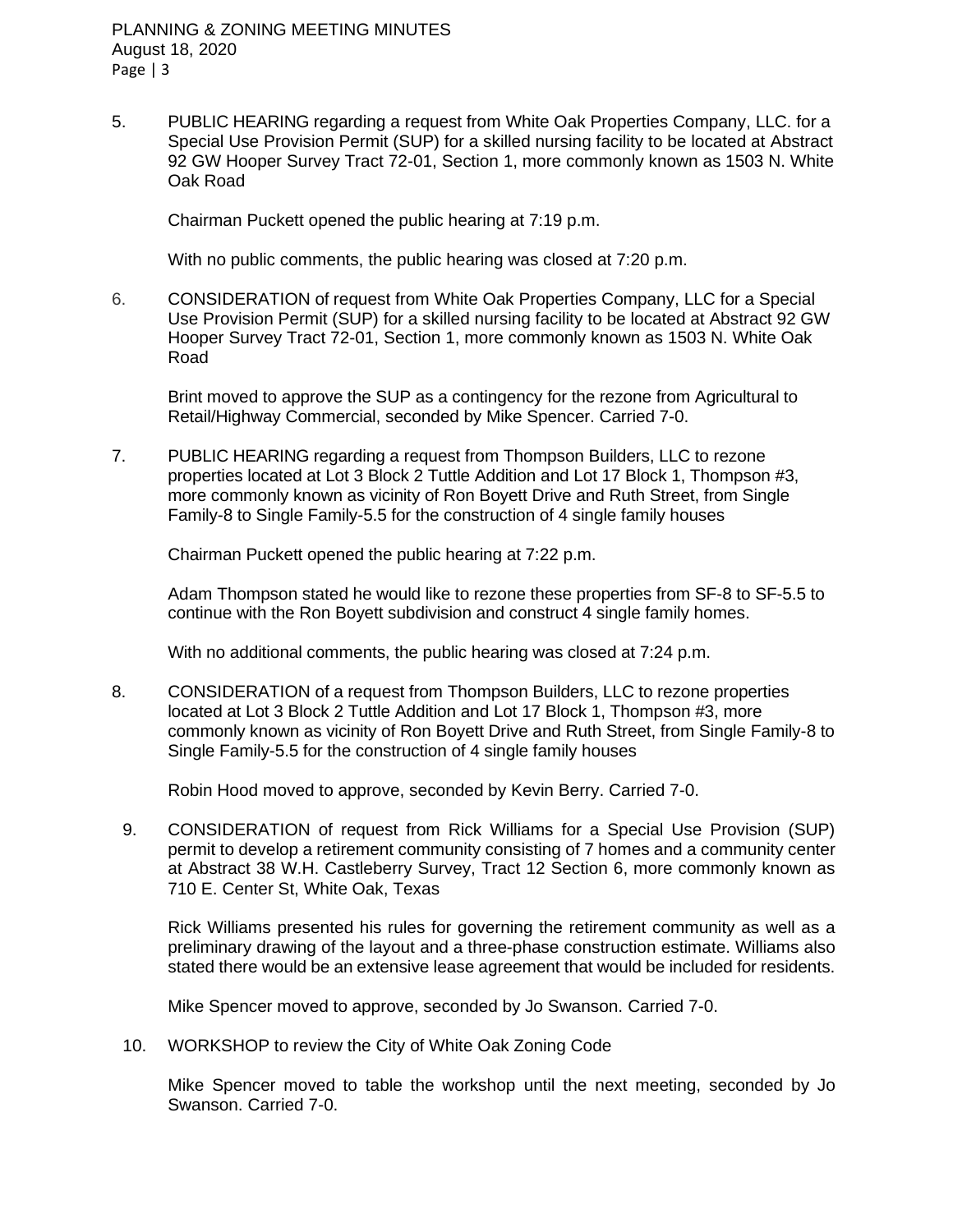5. PUBLIC HEARING regarding a request from White Oak Properties Company, LLC. for a Special Use Provision Permit (SUP) for a skilled nursing facility to be located at Abstract 92 GW Hooper Survey Tract 72-01, Section 1, more commonly known as 1503 N. White Oak Road

   Chairman Puckett opened the public hearing at 7:19 p.m.

   With no public comments, the public hearing was closed at 7:20 p.m.

6. CONSIDERATION of request from White Oak Properties Company, LLC for a Special Use Provision Permit (SUP) for a skilled nursing facility to be located at Abstract 92 GW Hooper Survey Tract 72-01, Section 1, more commonly known as 1503 N. White Oak Road

   Brint moved to approve the SUP as a contingency for the rezone from Agricultural to Retail/Highway Commercial, seconded by Mike Spencer. Carried 7-0.

7. PUBLIC HEARING regarding a request from Thompson Builders, LLC to rezone properties located at Lot 3 Block 2 Tuttle Addition and Lot 17 Block 1, Thompson #3, more commonly known as vicinity of Ron Boyett Drive and Ruth Street, from Single Family-8 to Single Family-5.5 for the construction of 4 single family houses

   Chairman Puckett opened the public hearing at 7:22 p.m.

   Adam Thompson stated he would like to rezone these properties from SF-8 to SF-5.5 to continue with the Ron Boyett subdivision and construct 4 single family homes.

   With no additional comments, the public hearing was closed at 7:24 p.m.

8. CONSIDERATION of a request from Thompson Builders, LLC to rezone properties located at Lot 3 Block 2 Tuttle Addition and Lot 17 Block 1, Thompson #3, more commonly known as vicinity of Ron Boyett Drive and Ruth Street, from Single Family-8 to Single Family-5.5 for the construction of 4 single family houses

   Robin Hood moved to approve, seconded by Kevin Berry. Carried 7-0.

9. CONSIDERATION of request from Rick Williams for a Special Use Provision (SUP) permit to develop a retirement community consisting of 7 homes and a community center at Abstract 38 W.H. Castleberry Survey, Tract 12 Section 6, more commonly known as 710 E. Center St, White Oak, Texas

   Rick Williams presented his rules for governing the retirement community as well as a preliminary drawing of the layout and a three-phase construction estimate. Williams also stated there would be an extensive lease agreement that would be included for residents.

   Mike Spencer moved to approve, seconded by Jo Swanson. Carried 7-0.

10. WORKSHOP to review the City of White Oak Zoning Code

    Mike Spencer moved to table the workshop until the next meeting, seconded by Jo Swanson. Carried 7-0.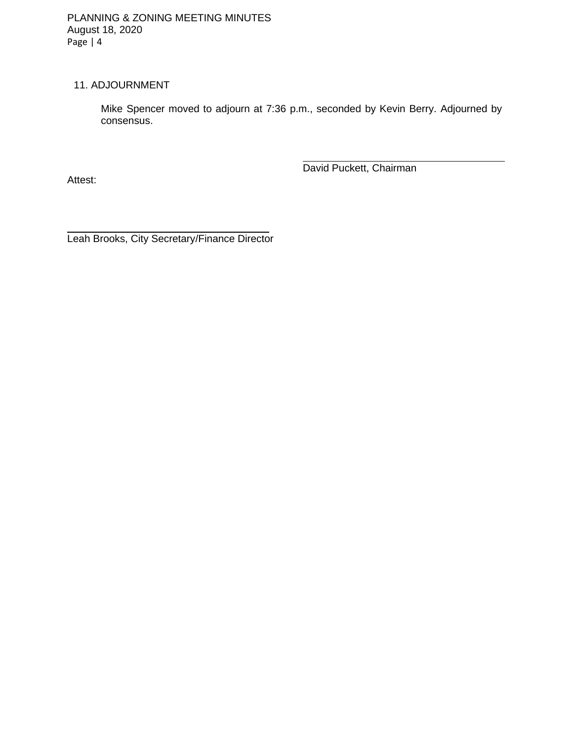## 11. ADJOURNMENT

Mike Spencer moved to adjourn at 7:36 p.m., seconded by Kevin Berry. Adjourned by consensus.

\_\_\_\_\_\_\_\_\_\_\_\_\_\_\_\_\_\_\_\_\_\_\_\_\_\_\_\_\_\_\_\_

David Puckett, Chairman

Attest:

\_\_\_\_\_\_\_\_\_\_\_\_\_\_\_\_\_\_\_\_\_\_\_\_\_\_\_\_\_\_\_\_

Leah Brooks, City Secretary/Finance Director